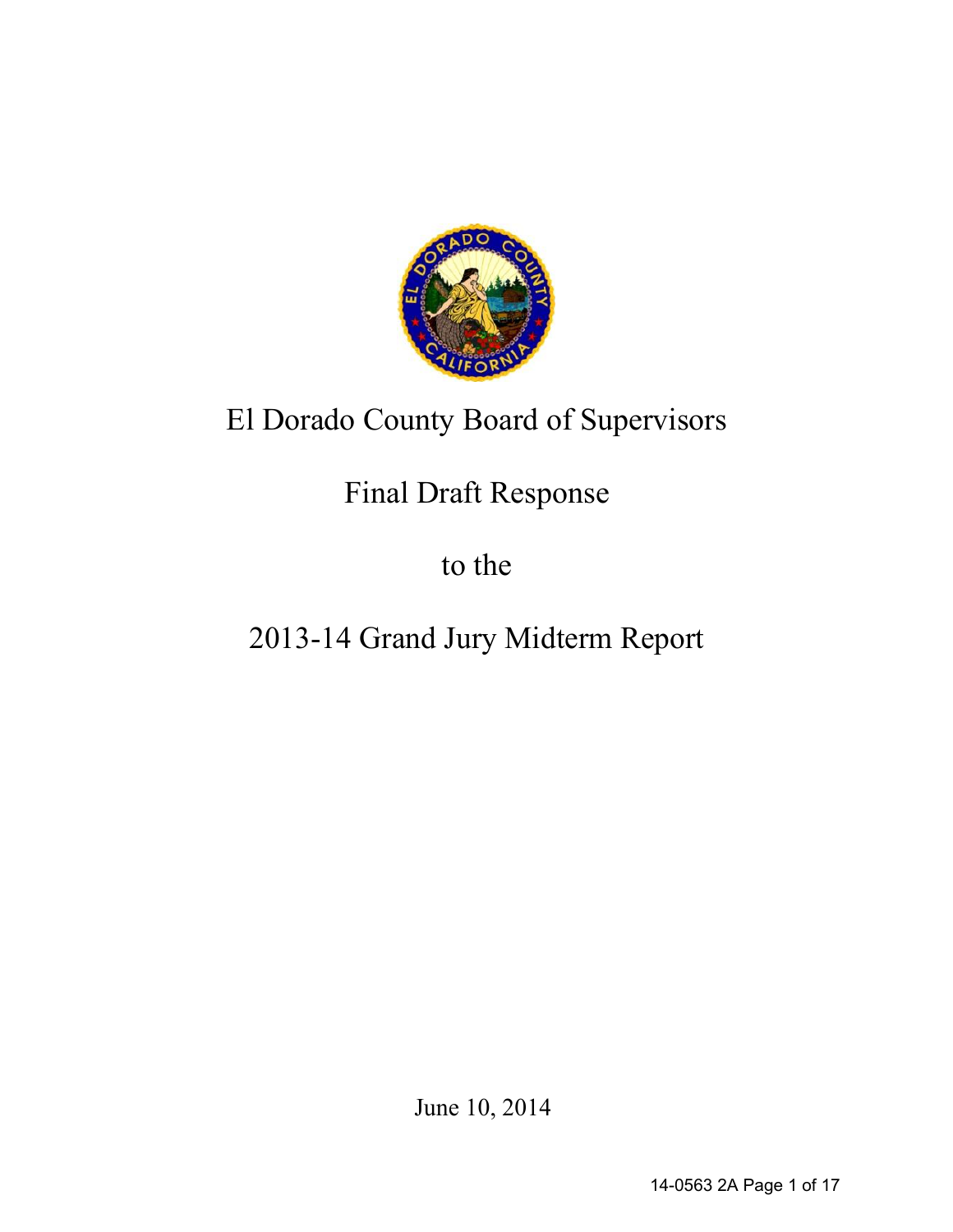# El Dorado County Board of Supervisors

# Final Draft Response

# to the

# 2013-14 Grand Jury Midterm Report

June 10, 2014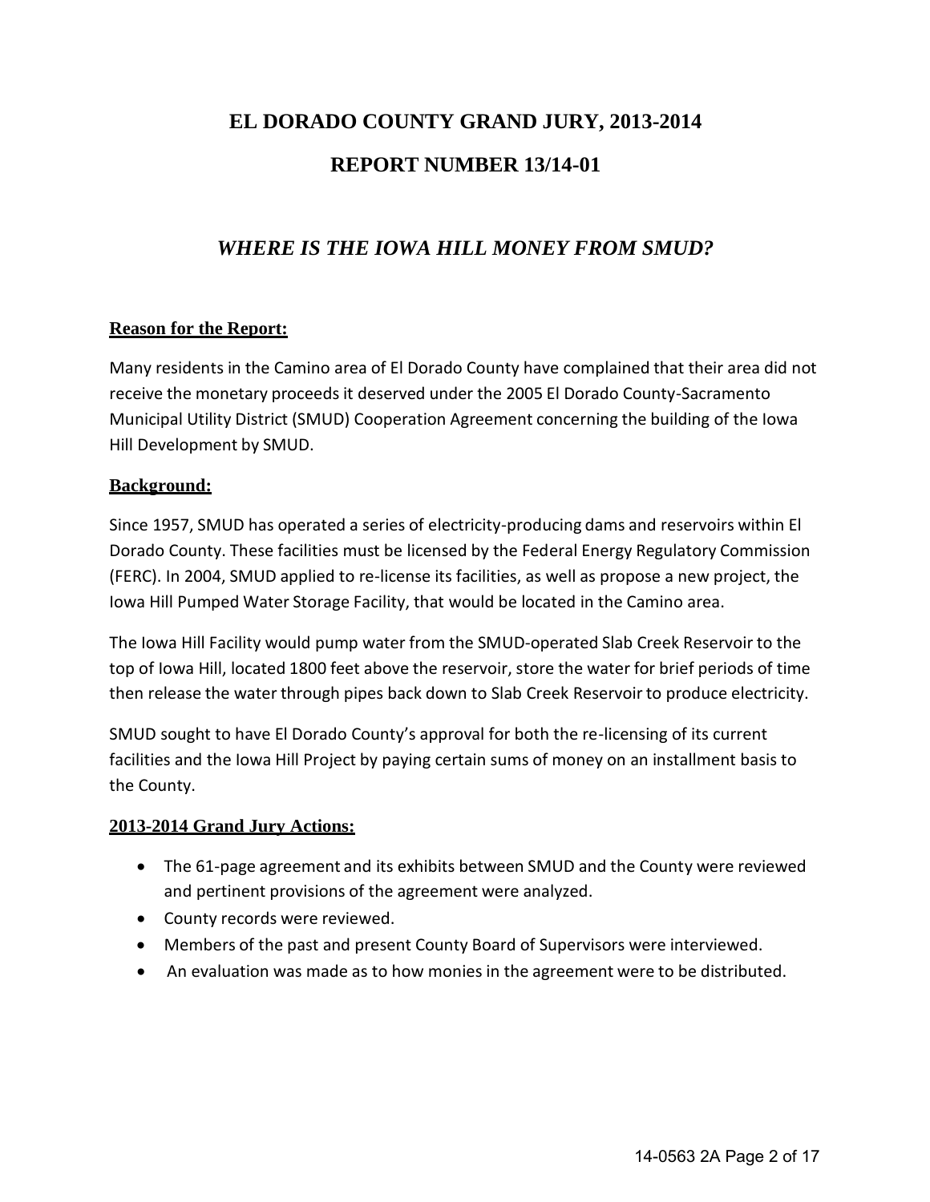# EL DORADO COUNTY GRAND JURY, 2013-2014

# REPORT NUMBER 13/14-01

## *WHERE IS THE IOWA HILL MONEY FROM SMUD?*

### Reason for the Report:

Many residents in the Camino area of El Dorado County have complained that their area did not receive the monetary proceeds it deserved under the 2005 El Dorado County-Sacramento Municipal Utility District (SMUD) Cooperation Agreement concerning the building of the Iowa Hill Development by SMUD.

### Background:

Since 1957, SMUD has operated a series of electricity-producing dams and reservoirs within El Dorado County. These facilities must be licensed by the Federal Energy Regulatory Commission (FERC). In 2004, SMUD applied to re-license its facilities, as well as propose a new project, the Iowa Hill Pumped Water Storage Facility, that would be located in the Camino area.

The Iowa Hill Facility would pump water from the SMUD-operated Slab Creek Reservoir to the top of Iowa Hill, located 1800 feet above the reservoir, store the water for brief periods of time then release the water through pipes back down to Slab Creek Reservoir to produce electricity.

SMUD sought to have El Dorado County's approval for both the re-licensing of its current facilities and the Iowa Hill Project by paying certain sums of money on an installment basis to the County.

### 2013-2014 Grand Jury Actions:

- The 61-page agreement and its exhibits between SMUD and the County were reviewed and pertinent provisions of the agreement were analyzed.
- County records were reviewed.
- Members of the past and present County Board of Supervisors were interviewed.
- An evaluation was made as to how monies in the agreement were to be distributed.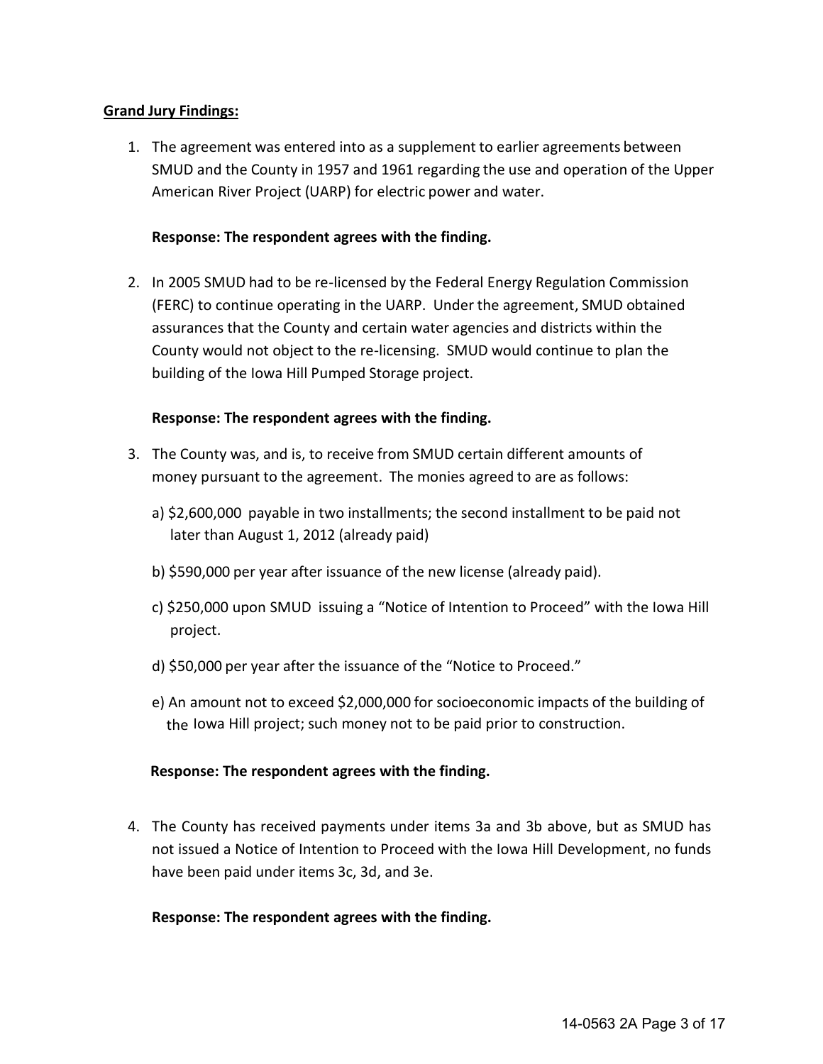**Grand Jury Findings:**

1. The agreement was entered into as a supplement to earlier agreements between SMUD and the County in 1957 and 1961 regarding the use and operation of the Upper American River Project (UARP) for electric power and water.

   **Response: The respondent agrees with the finding.**

2. In 2005 SMUD had to be re-licensed by the Federal Energy Regulation Commission (FERC) to continue operating in the UARP. Under the agreement, SMUD obtained assurances that the County and certain water agencies and districts within the County would not object to the re-licensing. SMUD would continue to plan the building of the Iowa Hill Pumped Storage project.

   **Response: The respondent agrees with the finding.**

3. The County was, and is, to receive from SMUD certain different amounts of money pursuant to the agreement. The monies agreed to are as follows:

   a) $2,600,000 payable in two installments; the second installment to be paid not later than August 1, 2012 (already paid)

   b) $590,000 per year after issuance of the new license (already paid).

   c) $250,000 upon SMUD issuing a "Notice of Intention to Proceed" with the Iowa Hill project.

   d) $50,000 per year after the issuance of the "Notice to Proceed."

   e) An amount not to exceed $2,000,000 for socioeconomic impacts of the building of the Iowa Hill project; such money not to be paid prior to construction.

   **Response: The respondent agrees with the finding.**

4. The County has received payments under items 3a and 3b above, but as SMUD has not issued a Notice of Intention to Proceed with the Iowa Hill Development, no funds have been paid under items 3c, 3d, and 3e.

   **Response: The respondent agrees with the finding.**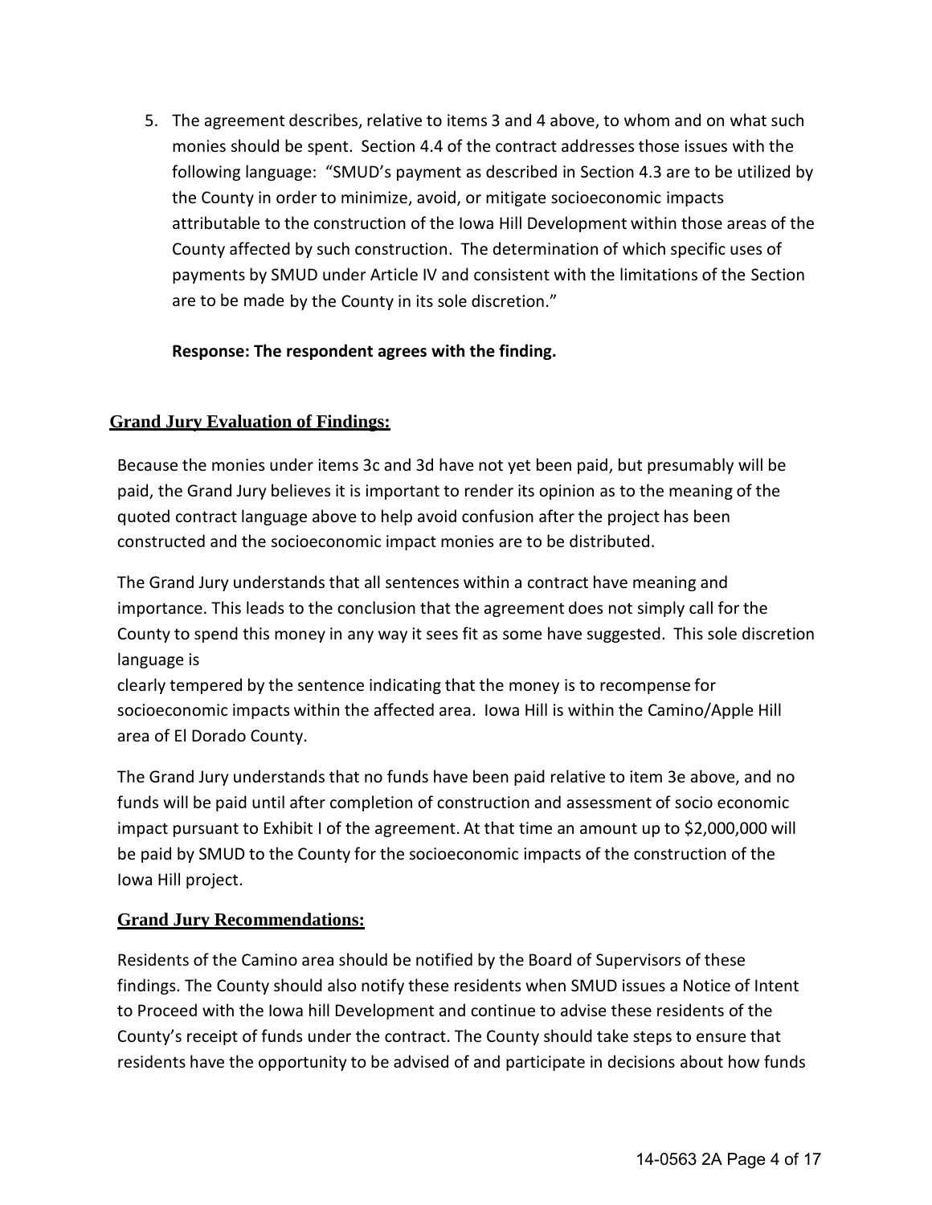5. The agreement describes, relative to items 3 and 4 above, to whom and on what such monies should be spent. Section 4.4 of the contract addresses those issues with the following language: "SMUD's payment as described in Section 4.3 are to be utilized by the County in order to minimize, avoid, or mitigate socioeconomic impacts attributable to the construction of the Iowa Hill Development within those areas of the County affected by such construction. The determination of which specific uses of payments by SMUD under Article IV and consistent with the limitations of the Section are to be made by the County in its sole discretion."

   **Response: The respondent agrees with the finding.**

## Grand Jury Evaluation of Findings:

Because the monies under items 3c and 3d have not yet been paid, but presumably will be paid, the Grand Jury believes it is important to render its opinion as to the meaning of the quoted contract language above to help avoid confusion after the project has been constructed and the socioeconomic impact monies are to be distributed.

The Grand Jury understands that all sentences within a contract have meaning and importance. This leads to the conclusion that the agreement does not simply call for the County to spend this money in any way it sees fit as some have suggested. This sole discretion language is clearly tempered by the sentence indicating that the money is to recompense for socioeconomic impacts within the affected area. Iowa Hill is within the Camino/Apple Hill area of El Dorado County.

The Grand Jury understands that no funds have been paid relative to item 3e above, and no funds will be paid until after completion of construction and assessment of socio economic impact pursuant to Exhibit I of the agreement. At that time an amount up to $2,000,000 will be paid by SMUD to the County for the socioeconomic impacts of the construction of the Iowa Hill project.

## Grand Jury Recommendations:

Residents of the Camino area should be notified by the Board of Supervisors of these findings. The County should also notify these residents when SMUD issues a Notice of Intent to Proceed with the Iowa hill Development and continue to advise these residents of the County's receipt of funds under the contract. The County should take steps to ensure that residents have the opportunity to be advised of and participate in decisions about how funds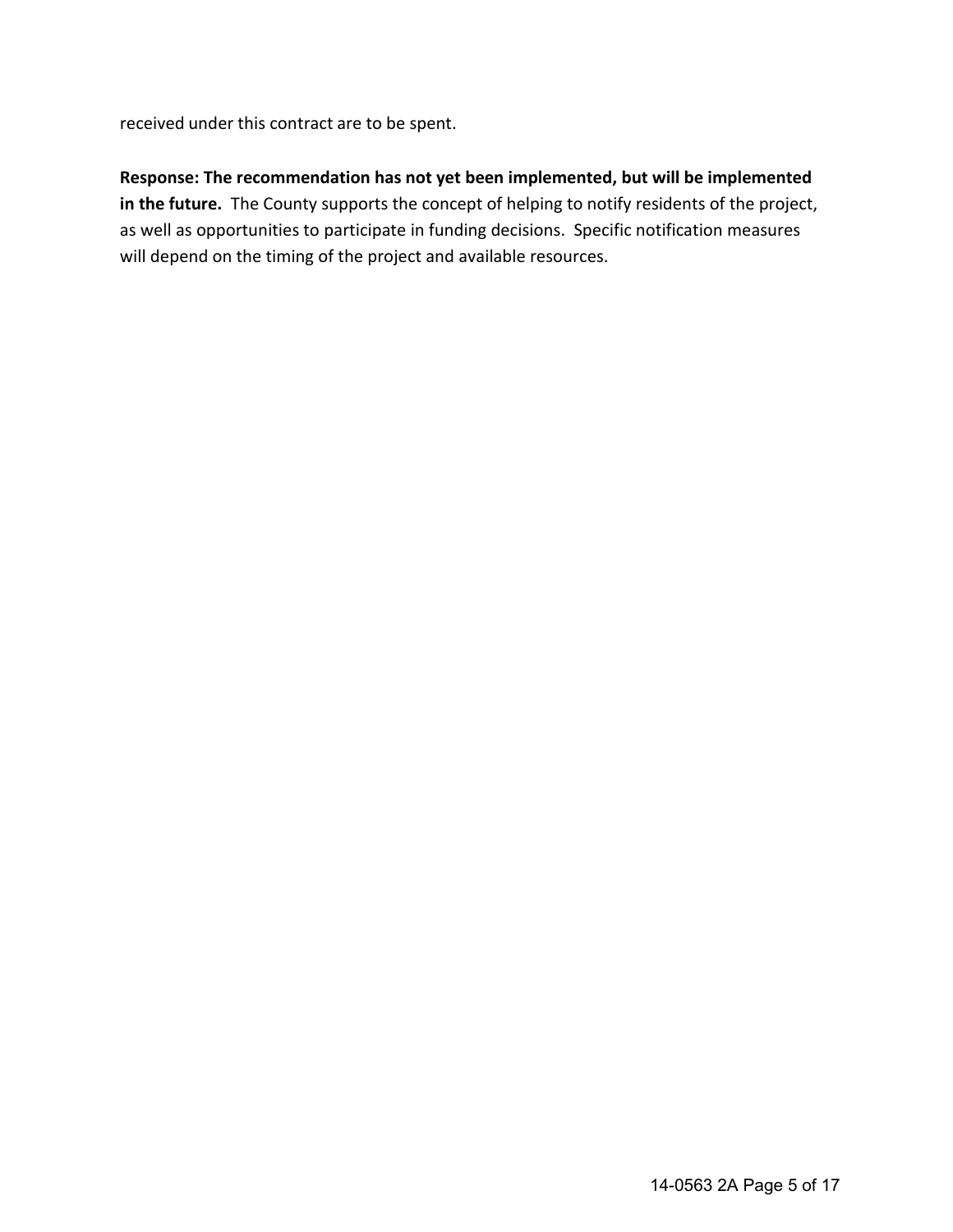received under this contract are to be spent.

**Response: The recommendation has not yet been implemented, but will be implemented in the future.** The County supports the concept of helping to notify residents of the project, as well as opportunities to participate in funding decisions. Specific notification measures will depend on the timing of the project and available resources.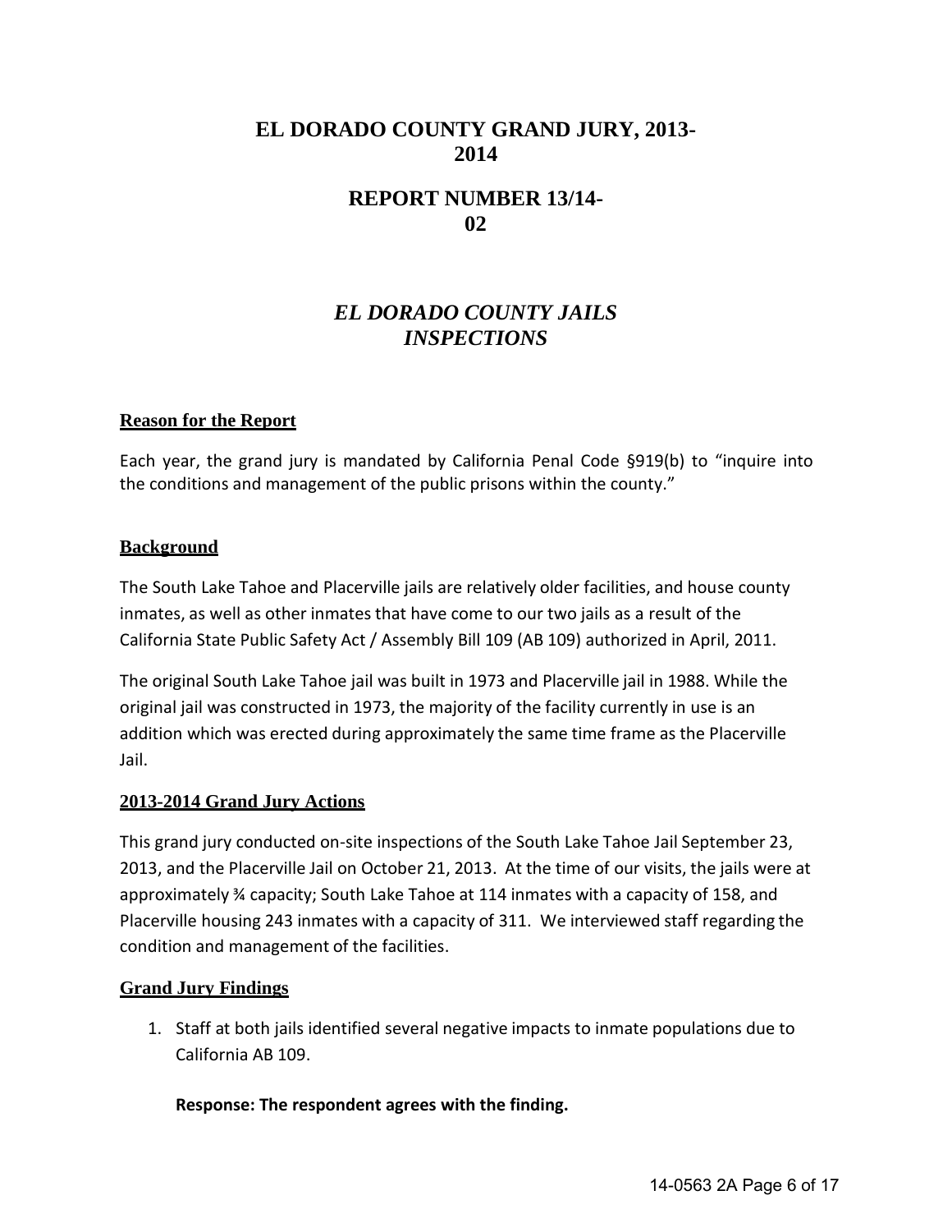# EL DORADO COUNTY GRAND JURY, 2013-2014

## REPORT NUMBER 13/14-02

## *EL DORADO COUNTY JAILS INSPECTIONS*

### Reason for the Report

Each year, the grand jury is mandated by California Penal Code §919(b) to "inquire into the conditions and management of the public prisons within the county."

### Background

The South Lake Tahoe and Placerville jails are relatively older facilities, and house county inmates, as well as other inmates that have come to our two jails as a result of the California State Public Safety Act / Assembly Bill 109 (AB 109) authorized in April, 2011.

The original South Lake Tahoe jail was built in 1973 and Placerville jail in 1988. While the original jail was constructed in 1973, the majority of the facility currently in use is an addition which was erected during approximately the same time frame as the Placerville Jail.

### 2013-2014 Grand Jury Actions

This grand jury conducted on-site inspections of the South Lake Tahoe Jail September 23, 2013, and the Placerville Jail on October 21, 2013. At the time of our visits, the jails were at approximately ¾ capacity; South Lake Tahoe at 114 inmates with a capacity of 158, and Placerville housing 243 inmates with a capacity of 311. We interviewed staff regarding the condition and management of the facilities.

### Grand Jury Findings

1. Staff at both jails identified several negative impacts to inmate populations due to California AB 109.

   **Response: The respondent agrees with the finding.**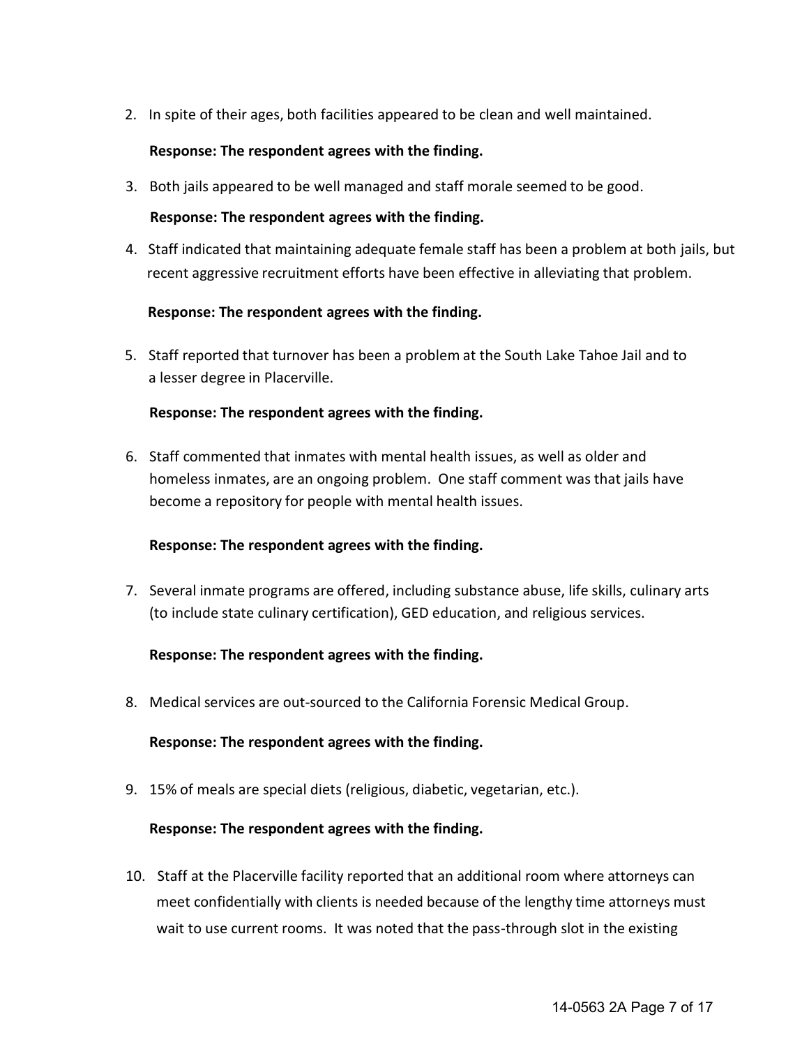2. In spite of their ages, both facilities appeared to be clean and well maintained.

   **Response: The respondent agrees with the finding.**

3. Both jails appeared to be well managed and staff morale seemed to be good.

   **Response: The respondent agrees with the finding.**

4. Staff indicated that maintaining adequate female staff has been a problem at both jails, but recent aggressive recruitment efforts have been effective in alleviating that problem.

   **Response: The respondent agrees with the finding.**

5. Staff reported that turnover has been a problem at the South Lake Tahoe Jail and to a lesser degree in Placerville.

   **Response: The respondent agrees with the finding.**

6. Staff commented that inmates with mental health issues, as well as older and homeless inmates, are an ongoing problem. One staff comment was that jails have become a repository for people with mental health issues.

   **Response: The respondent agrees with the finding.**

7. Several inmate programs are offered, including substance abuse, life skills, culinary arts (to include state culinary certification), GED education, and religious services.

   **Response: The respondent agrees with the finding.**

8. Medical services are out-sourced to the California Forensic Medical Group.

   **Response: The respondent agrees with the finding.**

9. 15% of meals are special diets (religious, diabetic, vegetarian, etc.).

   **Response: The respondent agrees with the finding.**

10. Staff at the Placerville facility reported that an additional room where attorneys can meet confidentially with clients is needed because of the lengthy time attorneys must wait to use current rooms. It was noted that the pass-through slot in the existing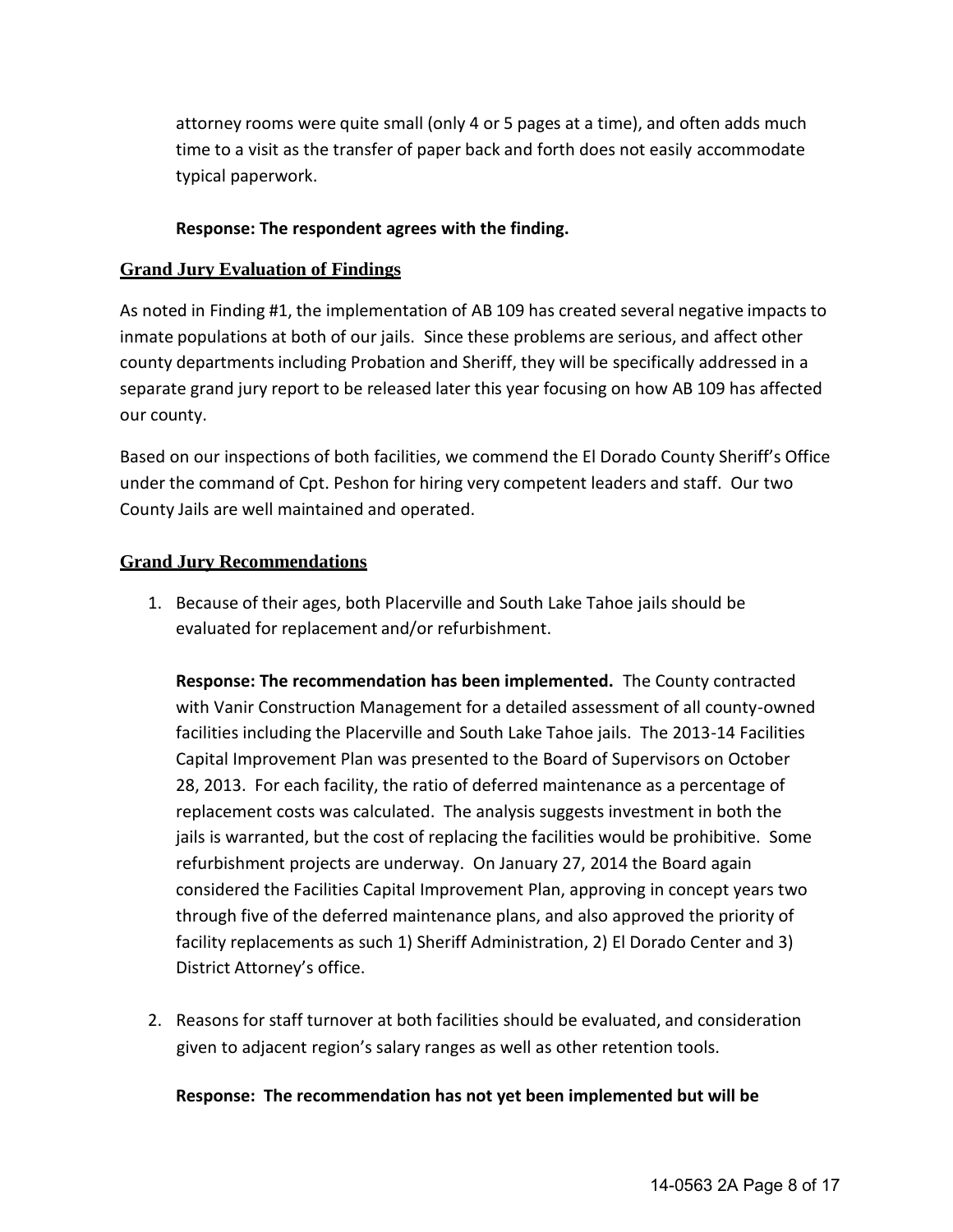attorney rooms were quite small (only 4 or 5 pages at a time), and often adds much time to a visit as the transfer of paper back and forth does not easily accommodate typical paperwork.

**Response: The respondent agrees with the finding.**

## Grand Jury Evaluation of Findings

As noted in Finding #1, the implementation of AB 109 has created several negative impacts to inmate populations at both of our jails. Since these problems are serious, and affect other county departments including Probation and Sheriff, they will be specifically addressed in a separate grand jury report to be released later this year focusing on how AB 109 has affected our county.

Based on our inspections of both facilities, we commend the El Dorado County Sheriff's Office under the command of Cpt. Peshon for hiring very competent leaders and staff. Our two County Jails are well maintained and operated.

## Grand Jury Recommendations

1. Because of their ages, both Placerville and South Lake Tahoe jails should be evaluated for replacement and/or refurbishment.

   **Response: The recommendation has been implemented.** The County contracted with Vanir Construction Management for a detailed assessment of all county-owned facilities including the Placerville and South Lake Tahoe jails. The 2013-14 Facilities Capital Improvement Plan was presented to the Board of Supervisors on October 28, 2013. For each facility, the ratio of deferred maintenance as a percentage of replacement costs was calculated. The analysis suggests investment in both the jails is warranted, but the cost of replacing the facilities would be prohibitive. Some refurbishment projects are underway. On January 27, 2014 the Board again considered the Facilities Capital Improvement Plan, approving in concept years two through five of the deferred maintenance plans, and also approved the priority of facility replacements as such 1) Sheriff Administration, 2) El Dorado Center and 3) District Attorney's office.

2. Reasons for staff turnover at both facilities should be evaluated, and consideration given to adjacent region's salary ranges as well as other retention tools.

   **Response: The recommendation has not yet been implemented but will be**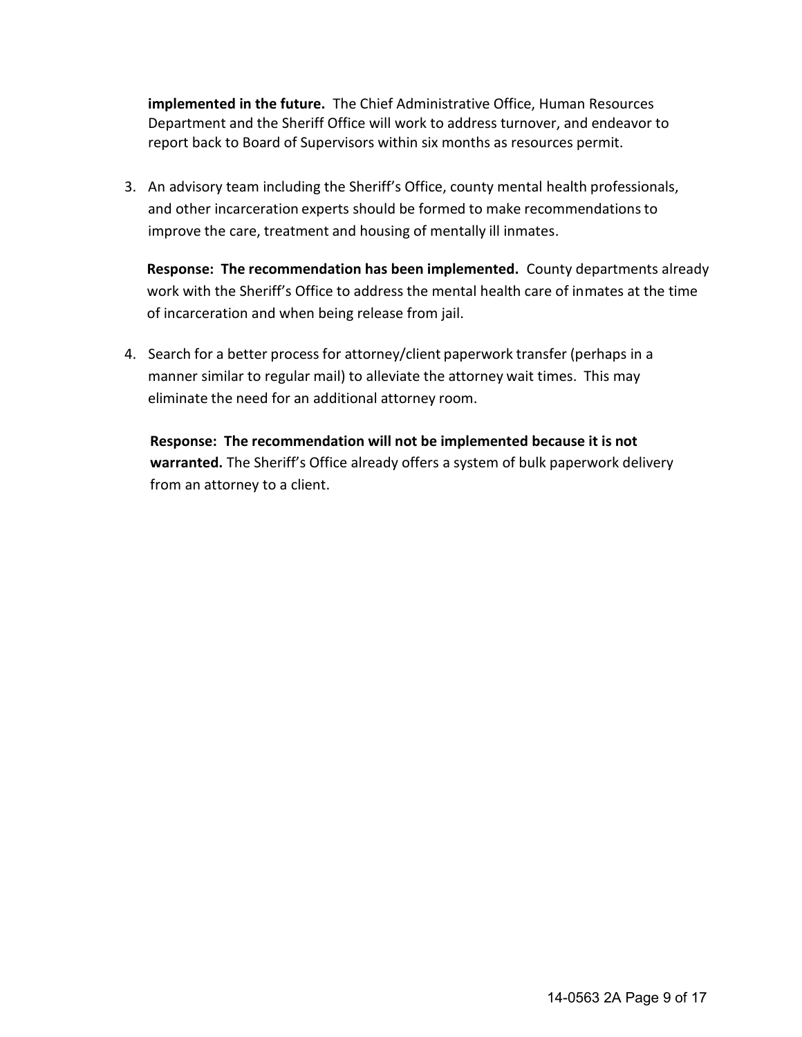**implemented in the future.** The Chief Administrative Office, Human Resources Department and the Sheriff Office will work to address turnover, and endeavor to report back to Board of Supervisors within six months as resources permit.

3. An advisory team including the Sheriff's Office, county mental health professionals, and other incarceration experts should be formed to make recommendations to improve the care, treatment and housing of mentally ill inmates.

   **Response: The recommendation has been implemented.** County departments already work with the Sheriff's Office to address the mental health care of inmates at the time of incarceration and when being release from jail.

4. Search for a better process for attorney/client paperwork transfer (perhaps in a manner similar to regular mail) to alleviate the attorney wait times. This may eliminate the need for an additional attorney room.

   **Response: The recommendation will not be implemented because it is not warranted.** The Sheriff's Office already offers a system of bulk paperwork delivery from an attorney to a client.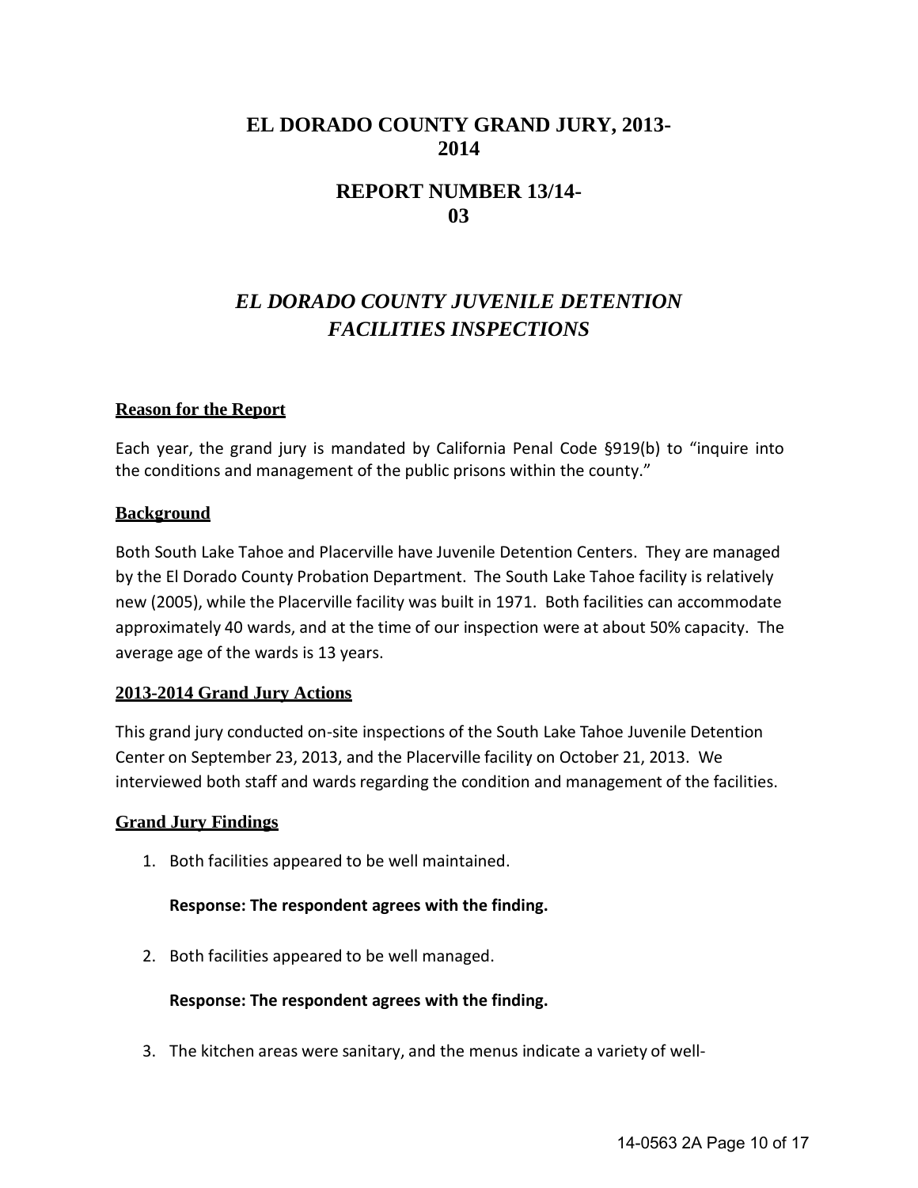# EL DORADO COUNTY GRAND JURY, 2013-2014

# REPORT NUMBER 13/14-03

## *EL DORADO COUNTY JUVENILE DETENTION FACILITIES INSPECTIONS*

### Reason for the Report

Each year, the grand jury is mandated by California Penal Code §919(b) to "inquire into the conditions and management of the public prisons within the county."

### Background

Both South Lake Tahoe and Placerville have Juvenile Detention Centers. They are managed by the El Dorado County Probation Department. The South Lake Tahoe facility is relatively new (2005), while the Placerville facility was built in 1971. Both facilities can accommodate approximately 40 wards, and at the time of our inspection were at about 50% capacity. The average age of the wards is 13 years.

### 2013-2014 Grand Jury Actions

This grand jury conducted on-site inspections of the South Lake Tahoe Juvenile Detention Center on September 23, 2013, and the Placerville facility on October 21, 2013. We interviewed both staff and wards regarding the condition and management of the facilities.

### Grand Jury Findings

1. Both facilities appeared to be well maintained.

   **Response: The respondent agrees with the finding.**

2. Both facilities appeared to be well managed.

   **Response: The respondent agrees with the finding.**

3. The kitchen areas were sanitary, and the menus indicate a variety of well-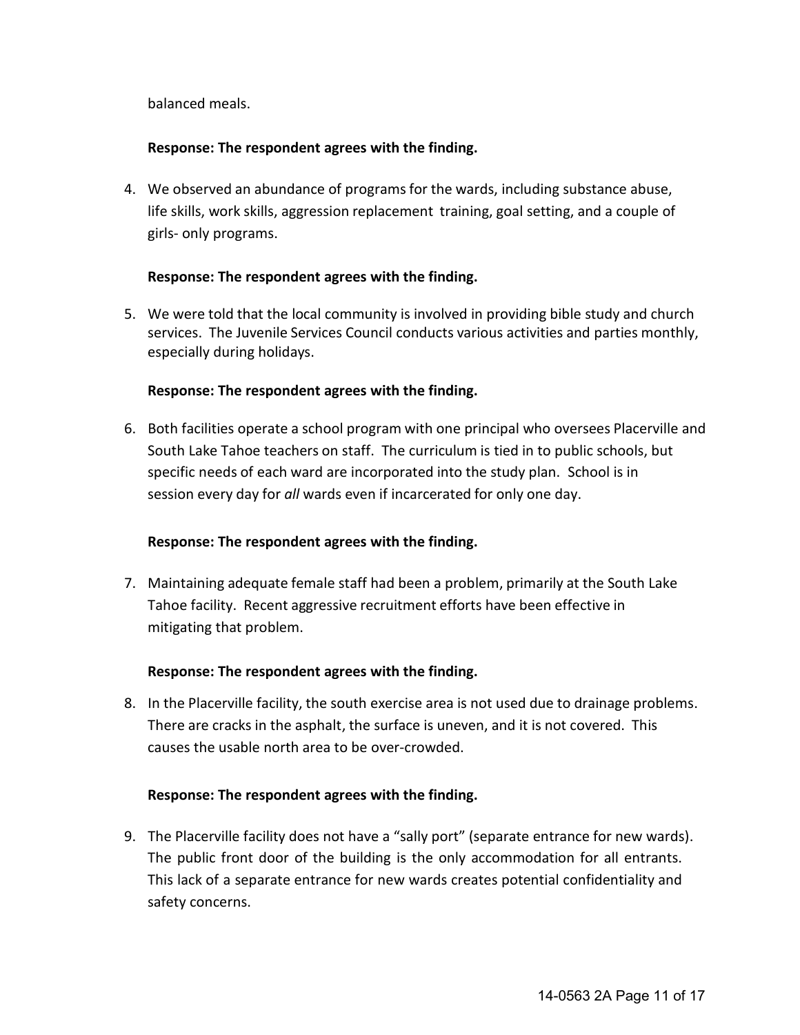balanced meals.

**Response: The respondent agrees with the finding.**

4. We observed an abundance of programs for the wards, including substance abuse, life skills, work skills, aggression replacement training, goal setting, and a couple of girls- only programs.

   **Response: The respondent agrees with the finding.**

5. We were told that the local community is involved in providing bible study and church services. The Juvenile Services Council conducts various activities and parties monthly, especially during holidays.

   **Response: The respondent agrees with the finding.**

6. Both facilities operate a school program with one principal who oversees Placerville and South Lake Tahoe teachers on staff. The curriculum is tied in to public schools, but specific needs of each ward are incorporated into the study plan. School is in session every day for *all* wards even if incarcerated for only one day.

   **Response: The respondent agrees with the finding.**

7. Maintaining adequate female staff had been a problem, primarily at the South Lake Tahoe facility. Recent aggressive recruitment efforts have been effective in mitigating that problem.

   **Response: The respondent agrees with the finding.**

8. In the Placerville facility, the south exercise area is not used due to drainage problems. There are cracks in the asphalt, the surface is uneven, and it is not covered. This causes the usable north area to be over-crowded.

   **Response: The respondent agrees with the finding.**

9. The Placerville facility does not have a "sally port" (separate entrance for new wards). The public front door of the building is the only accommodation for all entrants. This lack of a separate entrance for new wards creates potential confidentiality and safety concerns.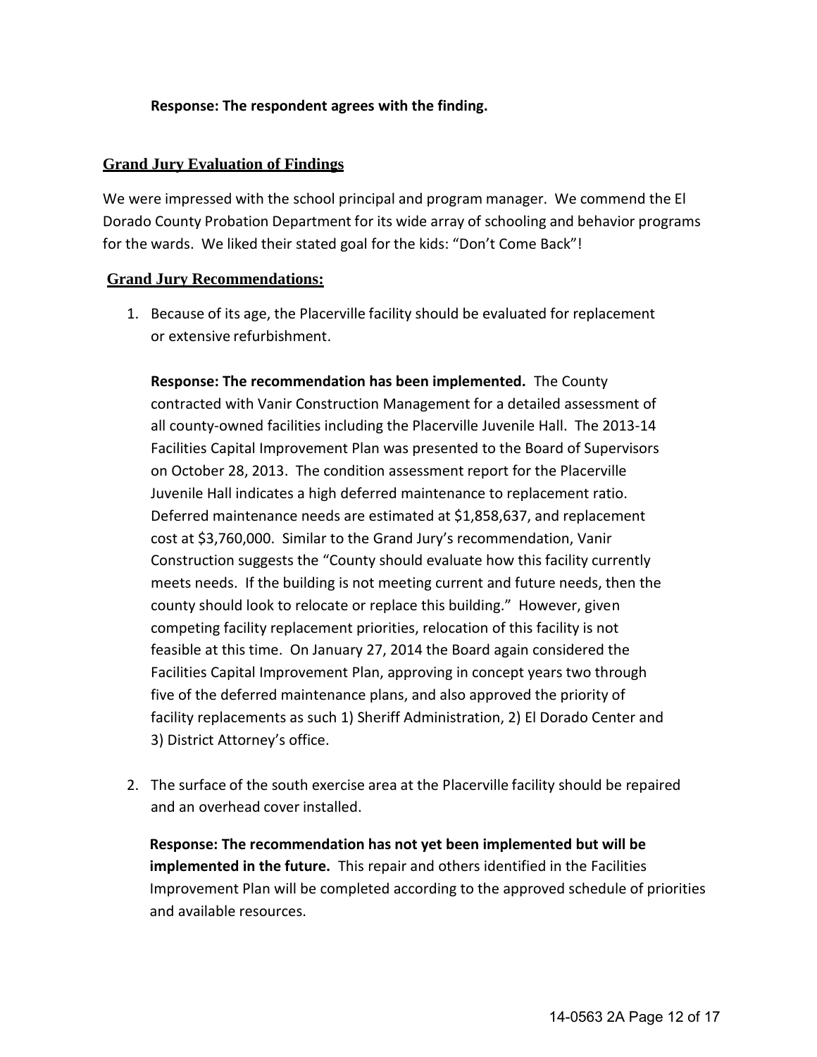**Response: The respondent agrees with the finding.**

## Grand Jury Evaluation of Findings

We were impressed with the school principal and program manager. We commend the El Dorado County Probation Department for its wide array of schooling and behavior programs for the wards. We liked their stated goal for the kids: "Don't Come Back"!

## Grand Jury Recommendations:

1. Because of its age, the Placerville facility should be evaluated for replacement or extensive refurbishment.

   **Response: The recommendation has been implemented.** The County contracted with Vanir Construction Management for a detailed assessment of all county-owned facilities including the Placerville Juvenile Hall. The 2013-14 Facilities Capital Improvement Plan was presented to the Board of Supervisors on October 28, 2013. The condition assessment report for the Placerville Juvenile Hall indicates a high deferred maintenance to replacement ratio. Deferred maintenance needs are estimated at $1,858,637, and replacement cost at $3,760,000. Similar to the Grand Jury's recommendation, Vanir Construction suggests the "County should evaluate how this facility currently meets needs. If the building is not meeting current and future needs, then the county should look to relocate or replace this building." However, given competing facility replacement priorities, relocation of this facility is not feasible at this time. On January 27, 2014 the Board again considered the Facilities Capital Improvement Plan, approving in concept years two through five of the deferred maintenance plans, and also approved the priority of facility replacements as such 1) Sheriff Administration, 2) El Dorado Center and 3) District Attorney's office.

2. The surface of the south exercise area at the Placerville facility should be repaired and an overhead cover installed.

   **Response: The recommendation has not yet been implemented but will be implemented in the future.** This repair and others identified in the Facilities Improvement Plan will be completed according to the approved schedule of priorities and available resources.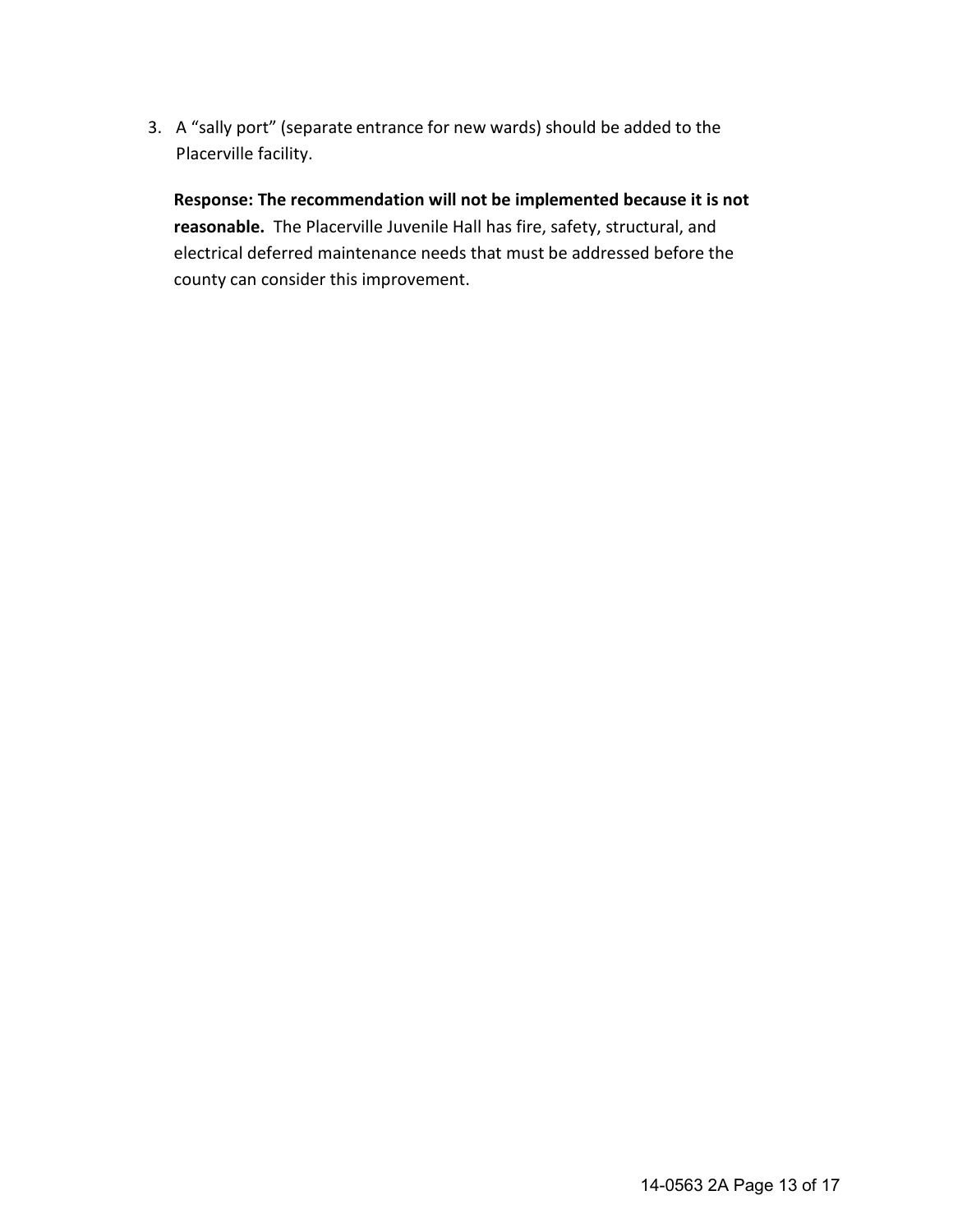3. A “sally port” (separate entrance for new wards) should be added to the Placerville facility.

   **Response: The recommendation will not be implemented because it is not reasonable.** The Placerville Juvenile Hall has fire, safety, structural, and electrical deferred maintenance needs that must be addressed before the county can consider this improvement.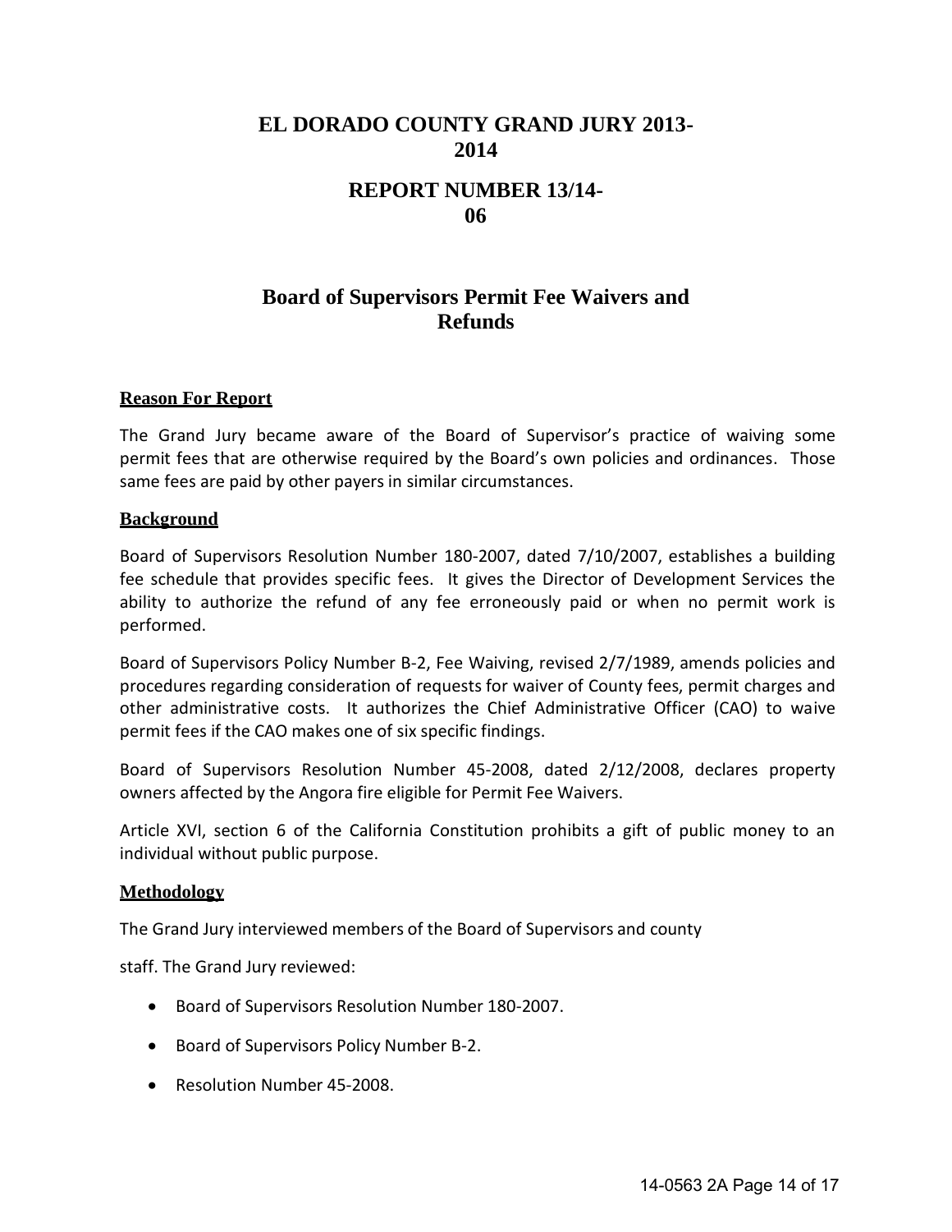# EL DORADO COUNTY GRAND JURY 2013-2014

## REPORT NUMBER 13/14-06

## Board of Supervisors Permit Fee Waivers and Refunds

### Reason For Report

The Grand Jury became aware of the Board of Supervisor's practice of waiving some permit fees that are otherwise required by the Board's own policies and ordinances. Those same fees are paid by other payers in similar circumstances.

### Background

Board of Supervisors Resolution Number 180-2007, dated 7/10/2007, establishes a building fee schedule that provides specific fees. It gives the Director of Development Services the ability to authorize the refund of any fee erroneously paid or when no permit work is performed.

Board of Supervisors Policy Number B-2, Fee Waiving, revised 2/7/1989, amends policies and procedures regarding consideration of requests for waiver of County fees, permit charges and other administrative costs. It authorizes the Chief Administrative Officer (CAO) to waive permit fees if the CAO makes one of six specific findings.

Board of Supervisors Resolution Number 45-2008, dated 2/12/2008, declares property owners affected by the Angora fire eligible for Permit Fee Waivers.

Article XVI, section 6 of the California Constitution prohibits a gift of public money to an individual without public purpose.

### Methodology

The Grand Jury interviewed members of the Board of Supervisors and county staff. The Grand Jury reviewed:

- Board of Supervisors Resolution Number 180-2007.
- Board of Supervisors Policy Number B-2.
- Resolution Number 45-2008.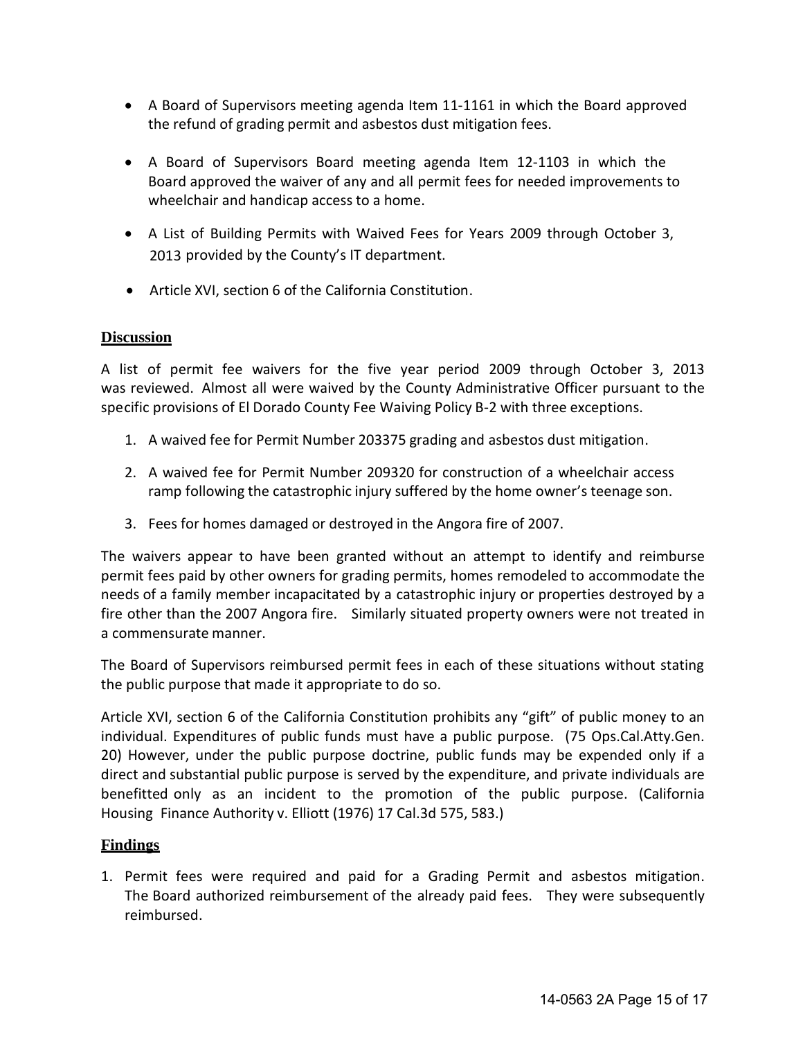- A Board of Supervisors meeting agenda Item 11-1161 in which the Board approved the refund of grading permit and asbestos dust mitigation fees.
- A Board of Supervisors Board meeting agenda Item 12-1103 in which the Board approved the waiver of any and all permit fees for needed improvements to wheelchair and handicap access to a home.
- A List of Building Permits with Waived Fees for Years 2009 through October 3, 2013 provided by the County's IT department.
- Article XVI, section 6 of the California Constitution.

## Discussion

A list of permit fee waivers for the five year period 2009 through October 3, 2013 was reviewed. Almost all were waived by the County Administrative Officer pursuant to the specific provisions of El Dorado County Fee Waiving Policy B-2 with three exceptions.

1. A waived fee for Permit Number 203375 grading and asbestos dust mitigation.
2. A waived fee for Permit Number 209320 for construction of a wheelchair access ramp following the catastrophic injury suffered by the home owner's teenage son.
3. Fees for homes damaged or destroyed in the Angora fire of 2007.

The waivers appear to have been granted without an attempt to identify and reimburse permit fees paid by other owners for grading permits, homes remodeled to accommodate the needs of a family member incapacitated by a catastrophic injury or properties destroyed by a fire other than the 2007 Angora fire. Similarly situated property owners were not treated in a commensurate manner.

The Board of Supervisors reimbursed permit fees in each of these situations without stating the public purpose that made it appropriate to do so.

Article XVI, section 6 of the California Constitution prohibits any "gift" of public money to an individual. Expenditures of public funds must have a public purpose. (75 Ops.Cal.Atty.Gen. 20) However, under the public purpose doctrine, public funds may be expended only if a direct and substantial public purpose is served by the expenditure, and private individuals are benefitted only as an incident to the promotion of the public purpose. (California Housing Finance Authority v. Elliott (1976) 17 Cal.3d 575, 583.)

## Findings

1. Permit fees were required and paid for a Grading Permit and asbestos mitigation. The Board authorized reimbursement of the already paid fees. They were subsequently reimbursed.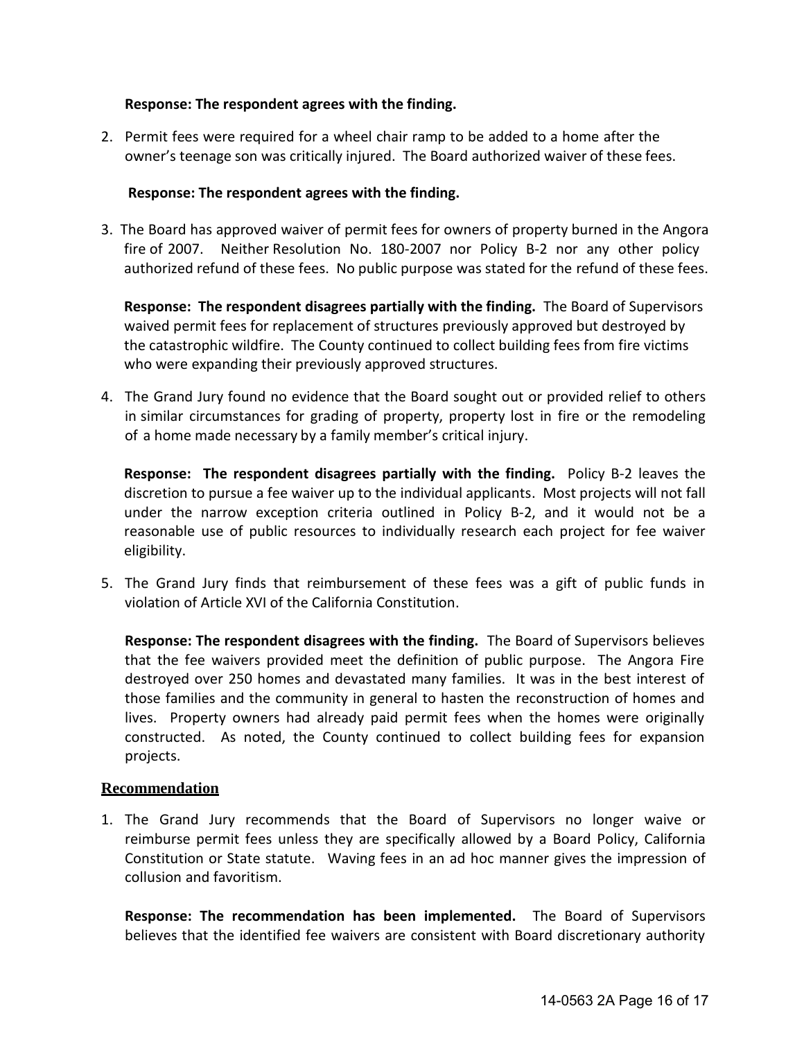**Response: The respondent agrees with the finding.**

2. Permit fees were required for a wheel chair ramp to be added to a home after the owner's teenage son was critically injured. The Board authorized waiver of these fees.

   **Response: The respondent agrees with the finding.**

3. The Board has approved waiver of permit fees for owners of property burned in the Angora fire of 2007. Neither Resolution No. 180-2007 nor Policy B-2 nor any other policy authorized refund of these fees. No public purpose was stated for the refund of these fees.

   **Response: The respondent disagrees partially with the finding.** The Board of Supervisors waived permit fees for replacement of structures previously approved but destroyed by the catastrophic wildfire. The County continued to collect building fees from fire victims who were expanding their previously approved structures.

4. The Grand Jury found no evidence that the Board sought out or provided relief to others in similar circumstances for grading of property, property lost in fire or the remodeling of a home made necessary by a family member's critical injury.

   **Response: The respondent disagrees partially with the finding.** Policy B-2 leaves the discretion to pursue a fee waiver up to the individual applicants. Most projects will not fall under the narrow exception criteria outlined in Policy B-2, and it would not be a reasonable use of public resources to individually research each project for fee waiver eligibility.

5. The Grand Jury finds that reimbursement of these fees was a gift of public funds in violation of Article XVI of the California Constitution.

   **Response: The respondent disagrees with the finding.** The Board of Supervisors believes that the fee waivers provided meet the definition of public purpose. The Angora Fire destroyed over 250 homes and devastated many families. It was in the best interest of those families and the community in general to hasten the reconstruction of homes and lives. Property owners had already paid permit fees when the homes were originally constructed. As noted, the County continued to collect building fees for expansion projects.

## Recommendation

1. The Grand Jury recommends that the Board of Supervisors no longer waive or reimburse permit fees unless they are specifically allowed by a Board Policy, California Constitution or State statute. Waving fees in an ad hoc manner gives the impression of collusion and favoritism.

   **Response: The recommendation has been implemented.** The Board of Supervisors believes that the identified fee waivers are consistent with Board discretionary authority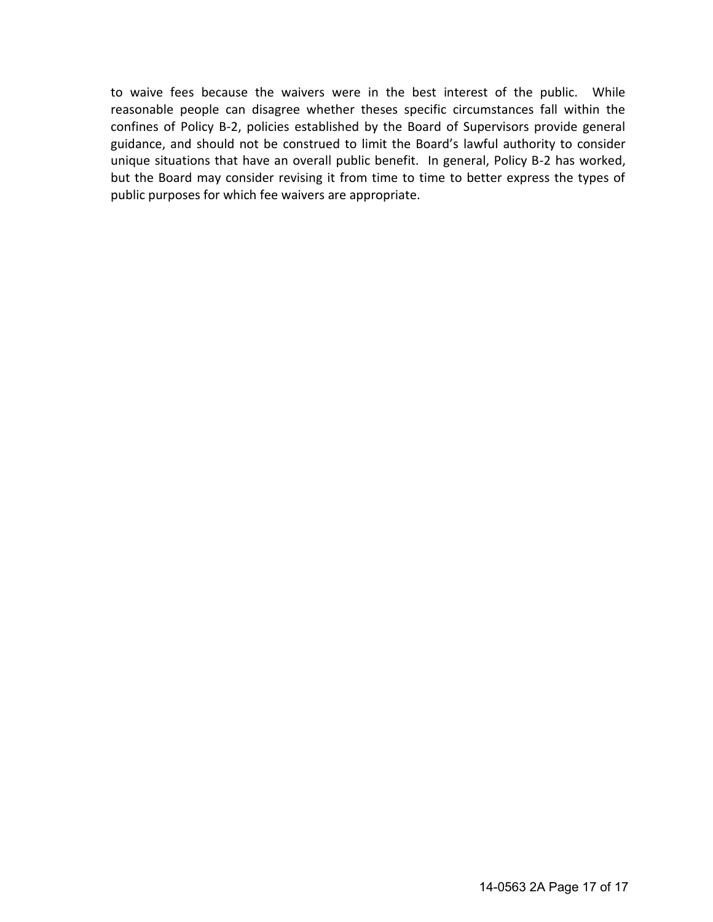to waive fees because the waivers were in the best interest of the public. While reasonable people can disagree whether theses specific circumstances fall within the confines of Policy B-2, policies established by the Board of Supervisors provide general guidance, and should not be construed to limit the Board's lawful authority to consider unique situations that have an overall public benefit. In general, Policy B-2 has worked, but the Board may consider revising it from time to time to better express the types of public purposes for which fee waivers are appropriate.